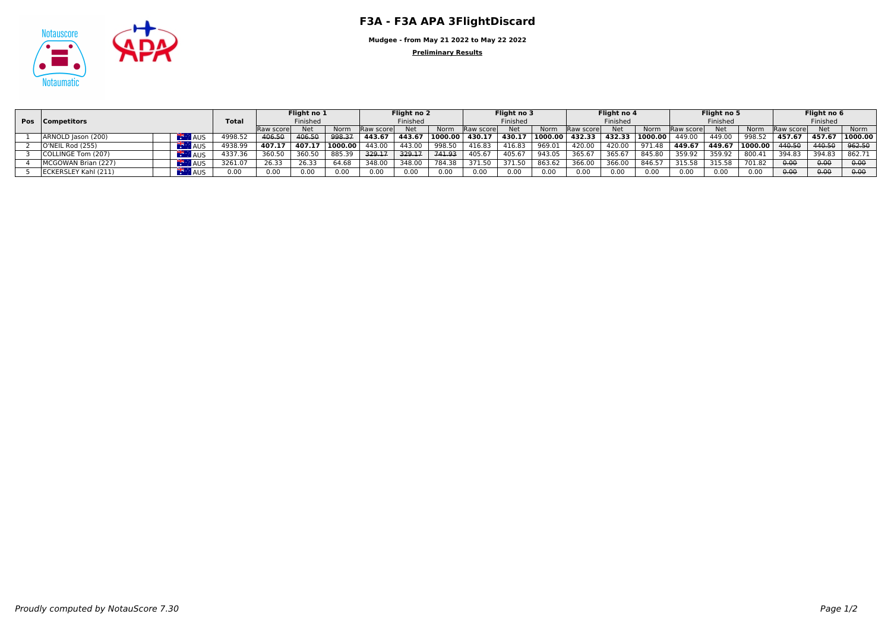# F3A - F3A APA 3FlightDiscard

**Mudgee - from May 21 2022 to May 22 2022**

**Preliminary Results**

| Pos | Competitors | | Total | Flight no 1 | | | Flight no 2 | | | Flight no 3 | | | Flight no 4 | | | Flight no 5 | | | Flight no 6 | | |
|---|---|---|---|---|---|---|---|---|---|---|---|---|---|---|---|---|---|---|---|---|---|
| | | | | Finished | | | Finished | | | Finished | | | Finished | | | Finished | | | Finished | | |
| | | | | Raw score | Net | Norm | Raw score | Net | Norm | Raw score | Net | Norm | Raw score | Net | Norm | Raw score | Net | Norm | Raw score | Net | Norm |
| 1 | ARNOLD Jason (200) | AUS | 4998.52 | ~~406.50~~ | ~~406.50~~ | ~~998.37~~ | **443.67** | **443.67** | **1000.00** | **430.17** | **430.17** | **1000.00** | **432.33** | **432.33** | **1000.00** | 449.00 | 449.00 | 998.52 | **457.67** | **457.67** | **1000.00** |
| 2 | O'NEIL Rod (255) | AUS | 4938.99 | **407.17** | **407.17** | **1000.00** | 443.00 | 443.00 | 998.50 | 416.83 | 416.83 | 969.01 | 420.00 | 420.00 | 971.48 | **449.67** | **449.67** | **1000.00** | ~~440.50~~ | ~~440.50~~ | ~~962.50~~ |
| 3 | COLLINGE Tom (207) | AUS | 4337.36 | 360.50 | 360.50 | 885.39 | ~~329.17~~ | ~~329.17~~ | ~~741.93~~ | 405.67 | 405.67 | 943.05 | 365.67 | 365.67 | 845.80 | 359.92 | 359.92 | 800.41 | 394.83 | 394.83 | 862.71 |
| 4 | MCGOWAN Brian (227) | AUS | 3261.07 | 26.33 | 26.33 | 64.68 | 348.00 | 348.00 | 784.38 | 371.50 | 371.50 | 863.62 | 366.00 | 366.00 | 846.57 | 315.58 | 315.58 | 701.82 | ~~0.00~~ | ~~0.00~~ | ~~0.00~~ |
| 5 | ECKERSLEY Kahl (211) | AUS | 0.00 | 0.00 | 0.00 | 0.00 | 0.00 | 0.00 | 0.00 | 0.00 | 0.00 | 0.00 | 0.00 | 0.00 | 0.00 | 0.00 | 0.00 | 0.00 | ~~0.00~~ | ~~0.00~~ | ~~0.00~~ |

*Proudly computed by NotauScore 7.30*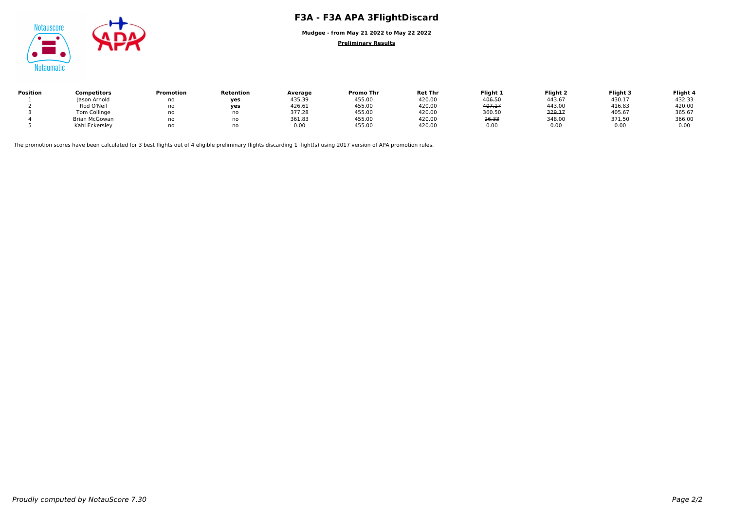# F3A - F3A APA 3FlightDiscard

**Mudgee - from May 21 2022 to May 22 2022**

**Preliminary Results**

| Position | Competitors | Promotion | Retention | Average | Promo Thr | Ret Thr | Flight 1 | Flight 2 | Flight 3 | Flight 4 |
|---|---|---|---|---|---|---|---|---|---|---|
| 1 | Jason Arnold | no | **yes** | 435.39 | 455.00 | 420.00 | ~~406.50~~ | 443.67 | 430.17 | 432.33 |
| 2 | Rod O'Neil | no | **yes** | 426.61 | 455.00 | 420.00 | ~~407.17~~ | 443.00 | 416.83 | 420.00 |
| 3 | Tom Collinge | no | no | 377.28 | 455.00 | 420.00 | 360.50 | ~~329.17~~ | 405.67 | 365.67 |
| 4 | Brian McGowan | no | no | 361.83 | 455.00 | 420.00 | ~~26.33~~ | 348.00 | 371.50 | 366.00 |
| 5 | Kahl Eckersley | no | no | 0.00 | 455.00 | 420.00 | ~~0.00~~ | 0.00 | 0.00 | 0.00 |

The promotion scores have been calculated for 3 best flights out of 4 eligible preliminary flights discarding 1 flight(s) using 2017 version of APA promotion rules.

*Proudly computed by NotauScore 7.30*